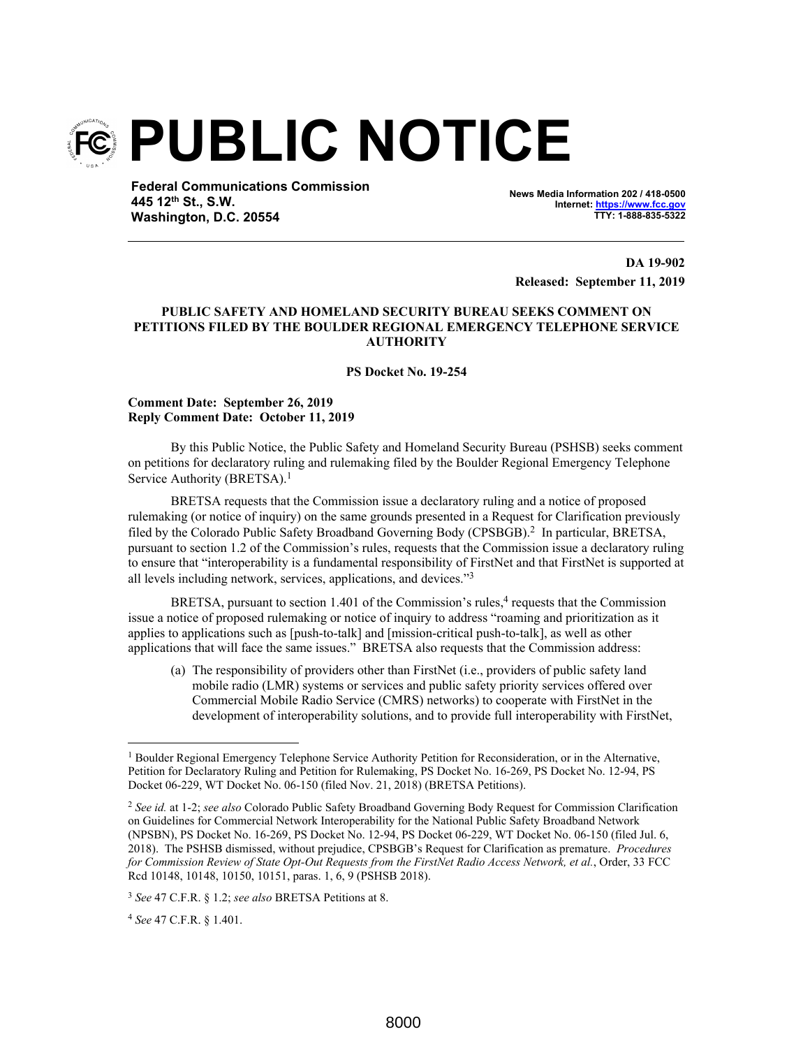# PUBLIC NOTICE

**Federal Communications Commission**
**445 12th St., S.W.**
**Washington, D.C. 20554**

**News Media Information 202 / 418-0500**
**Internet: https://www.fcc.gov**
**TTY: 1-888-835-5322**

**DA 19-902**
**Released: September 11, 2019**

**PUBLIC SAFETY AND HOMELAND SECURITY BUREAU SEEKS COMMENT ON PETITIONS FILED BY THE BOULDER REGIONAL EMERGENCY TELEPHONE SERVICE AUTHORITY**

**PS Docket No. 19-254**

**Comment Date: September 26, 2019**
**Reply Comment Date: October 11, 2019**

By this Public Notice, the Public Safety and Homeland Security Bureau (PSHSB) seeks comment on petitions for declaratory ruling and rulemaking filed by the Boulder Regional Emergency Telephone Service Authority (BRETSA).[1]

BRETSA requests that the Commission issue a declaratory ruling and a notice of proposed rulemaking (or notice of inquiry) on the same grounds presented in a Request for Clarification previously filed by the Colorado Public Safety Broadband Governing Body (CPSBGB).[2] In particular, BRETSA, pursuant to section 1.2 of the Commission's rules, requests that the Commission issue a declaratory ruling to ensure that "interoperability is a fundamental responsibility of FirstNet and that FirstNet is supported at all levels including network, services, applications, and devices."[3]

BRETSA, pursuant to section 1.401 of the Commission's rules,[4] requests that the Commission issue a notice of proposed rulemaking or notice of inquiry to address "roaming and prioritization as it applies to applications such as [push-to-talk] and [mission-critical push-to-talk], as well as other applications that will face the same issues." BRETSA also requests that the Commission address:

(a) The responsibility of providers other than FirstNet (i.e., providers of public safety land mobile radio (LMR) systems or services and public safety priority services offered over Commercial Mobile Radio Service (CMRS) networks) to cooperate with FirstNet in the development of interoperability solutions, and to provide full interoperability with FirstNet,

---

[1] Boulder Regional Emergency Telephone Service Authority Petition for Reconsideration, or in the Alternative, Petition for Declaratory Ruling and Petition for Rulemaking, PS Docket No. 16-269, PS Docket No. 12-94, PS Docket 06-229, WT Docket No. 06-150 (filed Nov. 21, 2018) (BRETSA Petitions).

[2] *See id.* at 1-2; *see also* Colorado Public Safety Broadband Governing Body Request for Commission Clarification on Guidelines for Commercial Network Interoperability for the National Public Safety Broadband Network (NPSBN), PS Docket No. 16-269, PS Docket No. 12-94, PS Docket 06-229, WT Docket No. 06-150 (filed Jul. 6, 2018). The PSHSB dismissed, without prejudice, CPSBGB's Request for Clarification as premature. *Procedures for Commission Review of State Opt-Out Requests from the FirstNet Radio Access Network, et al.*, Order, 33 FCC Rcd 10148, 10148, 10150, 10151, paras. 1, 6, 9 (PSHSB 2018).

[3] *See* 47 C.F.R. § 1.2; *see also* BRETSA Petitions at 8.

[4] *See* 47 C.F.R. § 1.401.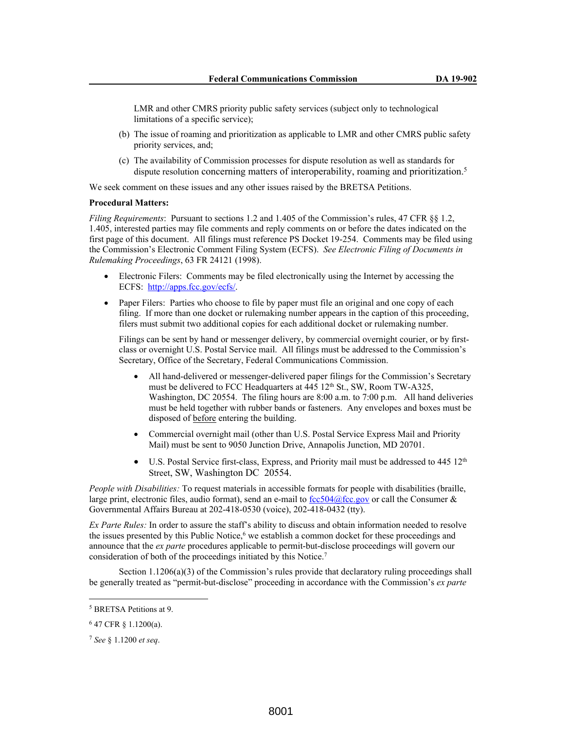LMR and other CMRS priority public safety services (subject only to technological limitations of a specific service);

(b) The issue of roaming and prioritization as applicable to LMR and other CMRS public safety priority services, and;

(c) The availability of Commission processes for dispute resolution as well as standards for dispute resolution concerning matters of interoperability, roaming and prioritization.[5]

We seek comment on these issues and any other issues raised by the BRETSA Petitions.

**Procedural Matters:**

*Filing Requirements*: Pursuant to sections 1.2 and 1.405 of the Commission's rules, 47 CFR §§ 1.2, 1.405, interested parties may file comments and reply comments on or before the dates indicated on the first page of this document. All filings must reference PS Docket 19-254. Comments may be filed using the Commission's Electronic Comment Filing System (ECFS). *See Electronic Filing of Documents in Rulemaking Proceedings*, 63 FR 24121 (1998).

- Electronic Filers: Comments may be filed electronically using the Internet by accessing the ECFS: http://apps.fcc.gov/ecfs/.
- Paper Filers: Parties who choose to file by paper must file an original and one copy of each filing. If more than one docket or rulemaking number appears in the caption of this proceeding, filers must submit two additional copies for each additional docket or rulemaking number.

  Filings can be sent by hand or messenger delivery, by commercial overnight courier, or by first-class or overnight U.S. Postal Service mail. All filings must be addressed to the Commission's Secretary, Office of the Secretary, Federal Communications Commission.

  - All hand-delivered or messenger-delivered paper filings for the Commission's Secretary must be delivered to FCC Headquarters at 445 12th St., SW, Room TW-A325, Washington, DC 20554. The filing hours are 8:00 a.m. to 7:00 p.m. All hand deliveries must be held together with rubber bands or fasteners. Any envelopes and boxes must be disposed of before entering the building.
  - Commercial overnight mail (other than U.S. Postal Service Express Mail and Priority Mail) must be sent to 9050 Junction Drive, Annapolis Junction, MD 20701.
  - U.S. Postal Service first-class, Express, and Priority mail must be addressed to 445 12th Street, SW, Washington DC 20554.

*People with Disabilities:* To request materials in accessible formats for people with disabilities (braille, large print, electronic files, audio format), send an e-mail to fcc504@fcc.gov or call the Consumer & Governmental Affairs Bureau at 202-418-0530 (voice), 202-418-0432 (tty).

*Ex Parte Rules:* In order to assure the staff's ability to discuss and obtain information needed to resolve the issues presented by this Public Notice,[6] we establish a common docket for these proceedings and announce that the *ex parte* procedures applicable to permit-but-disclose proceedings will govern our consideration of both of the proceedings initiated by this Notice.[7]

Section 1.1206(a)(3) of the Commission's rules provide that declaratory ruling proceedings shall be generally treated as "permit-but-disclose" proceeding in accordance with the Commission's *ex parte*

[5] BRETSA Petitions at 9.

[6] 47 CFR § 1.1200(a).

[7] *See* § 1.1200 *et seq*.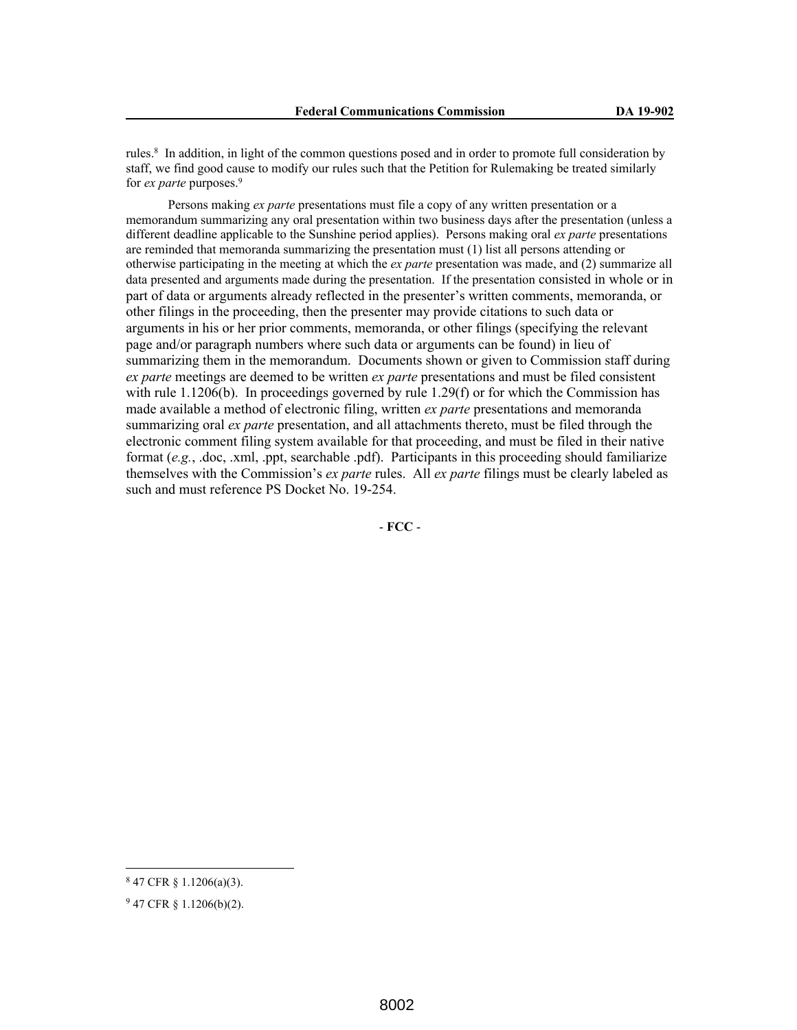rules.[8] In addition, in light of the common questions posed and in order to promote full consideration by staff, we find good cause to modify our rules such that the Petition for Rulemaking be treated similarly for *ex parte* purposes.[9]

Persons making *ex parte* presentations must file a copy of any written presentation or a memorandum summarizing any oral presentation within two business days after the presentation (unless a different deadline applicable to the Sunshine period applies). Persons making oral *ex parte* presentations are reminded that memoranda summarizing the presentation must (1) list all persons attending or otherwise participating in the meeting at which the *ex parte* presentation was made, and (2) summarize all data presented and arguments made during the presentation. If the presentation consisted in whole or in part of data or arguments already reflected in the presenter's written comments, memoranda, or other filings in the proceeding, then the presenter may provide citations to such data or arguments in his or her prior comments, memoranda, or other filings (specifying the relevant page and/or paragraph numbers where such data or arguments can be found) in lieu of summarizing them in the memorandum. Documents shown or given to Commission staff during *ex parte* meetings are deemed to be written *ex parte* presentations and must be filed consistent with rule 1.1206(b). In proceedings governed by rule 1.29(f) or for which the Commission has made available a method of electronic filing, written *ex parte* presentations and memoranda summarizing oral *ex parte* presentation, and all attachments thereto, must be filed through the electronic comment filing system available for that proceeding, and must be filed in their native format (*e.g.*, .doc, .xml, .ppt, searchable .pdf). Participants in this proceeding should familiarize themselves with the Commission's *ex parte* rules. All *ex parte* filings must be clearly labeled as such and must reference PS Docket No. 19-254.

\- **FCC** -

[8] 47 CFR § 1.1206(a)(3).

[9] 47 CFR § 1.1206(b)(2).